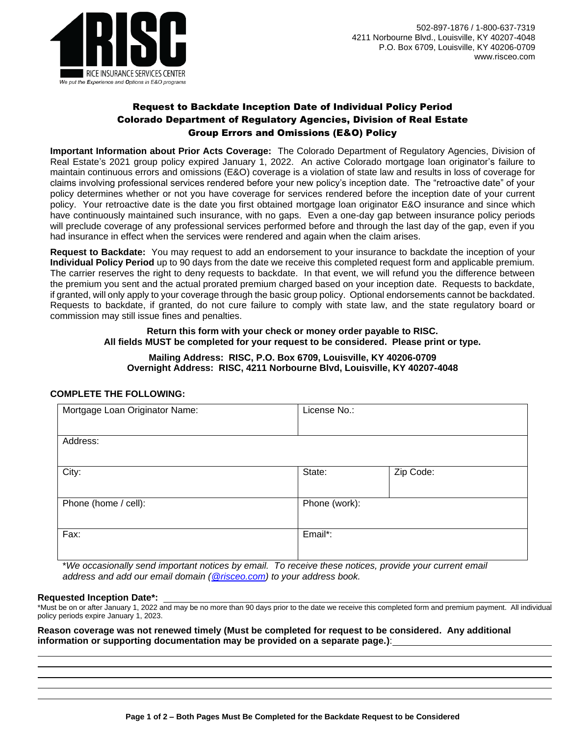RICE INSURANCE SERVICES CENTER
*We put the Experience and Options in E&O programs*

502-897-1876 / 1-800-637-7319
4211 Norbourne Blvd., Louisville, KY 40207-4048
P.O. Box 6709, Louisville, KY 40206-0709
www.risceo.com

# Request to Backdate Inception Date of Individual Policy Period
## Colorado Department of Regulatory Agencies, Division of Real Estate
## Group Errors and Omissions (E&O) Policy

**Important Information about Prior Acts Coverage:** The Colorado Department of Regulatory Agencies, Division of Real Estate's 2021 group policy expired January 1, 2022. An active Colorado mortgage loan originator's failure to maintain continuous errors and omissions (E&O) coverage is a violation of state law and results in loss of coverage for claims involving professional services rendered before your new policy's inception date. The "retroactive date" of your policy determines whether or not you have coverage for services rendered before the inception date of your current policy. Your retroactive date is the date you first obtained mortgage loan originator E&O insurance and since which have continuously maintained such insurance, with no gaps. Even a one-day gap between insurance policy periods will preclude coverage of any professional services performed before and through the last day of the gap, even if you had insurance in effect when the services were rendered and again when the claim arises.

**Request to Backdate:** You may request to add an endorsement to your insurance to backdate the inception of your **Individual Policy Period** up to 90 days from the date we receive this completed request form and applicable premium. The carrier reserves the right to deny requests to backdate. In that event, we will refund you the difference between the premium you sent and the actual prorated premium charged based on your inception date. Requests to backdate, if granted, will only apply to your coverage through the basic group policy. Optional endorsements cannot be backdated. Requests to backdate, if granted, do not cure failure to comply with state law, and the state regulatory board or commission may still issue fines and penalties.

**Return this form with your check or money order payable to RISC.**
**All fields MUST be completed for your request to be considered. Please print or type.**

**Mailing Address: RISC, P.O. Box 6709, Louisville, KY 40206-0709**
**Overnight Address: RISC, 4211 Norbourne Blvd, Louisville, KY 40207-4048**

**COMPLETE THE FOLLOWING:**

| Mortgage Loan Originator Name: | License No.: | |
|---|---|---|
| Address: | | |
| City: | State: | Zip Code: |
| Phone (home / cell): | Phone (work): | |
| Fax: | Email*: | |

*\*We occasionally send important notices by email. To receive these notices, provide your current email address and add our email domain (@risceo.com) to your address book.*

**Requested Inception Date\*:** ______________________________

\*Must be on or after January 1, 2022 and may be no more than 90 days prior to the date we receive this completed form and premium payment. All individual policy periods expire January 1, 2023.

**Reason coverage was not renewed timely (Must be completed for request to be considered. Any additional information or supporting documentation may be provided on a separate page.)**: ______________________________

______________________________

______________________________

______________________________

______________________________

**Both Pages Must Be Completed for the Backdate Request to be Considered**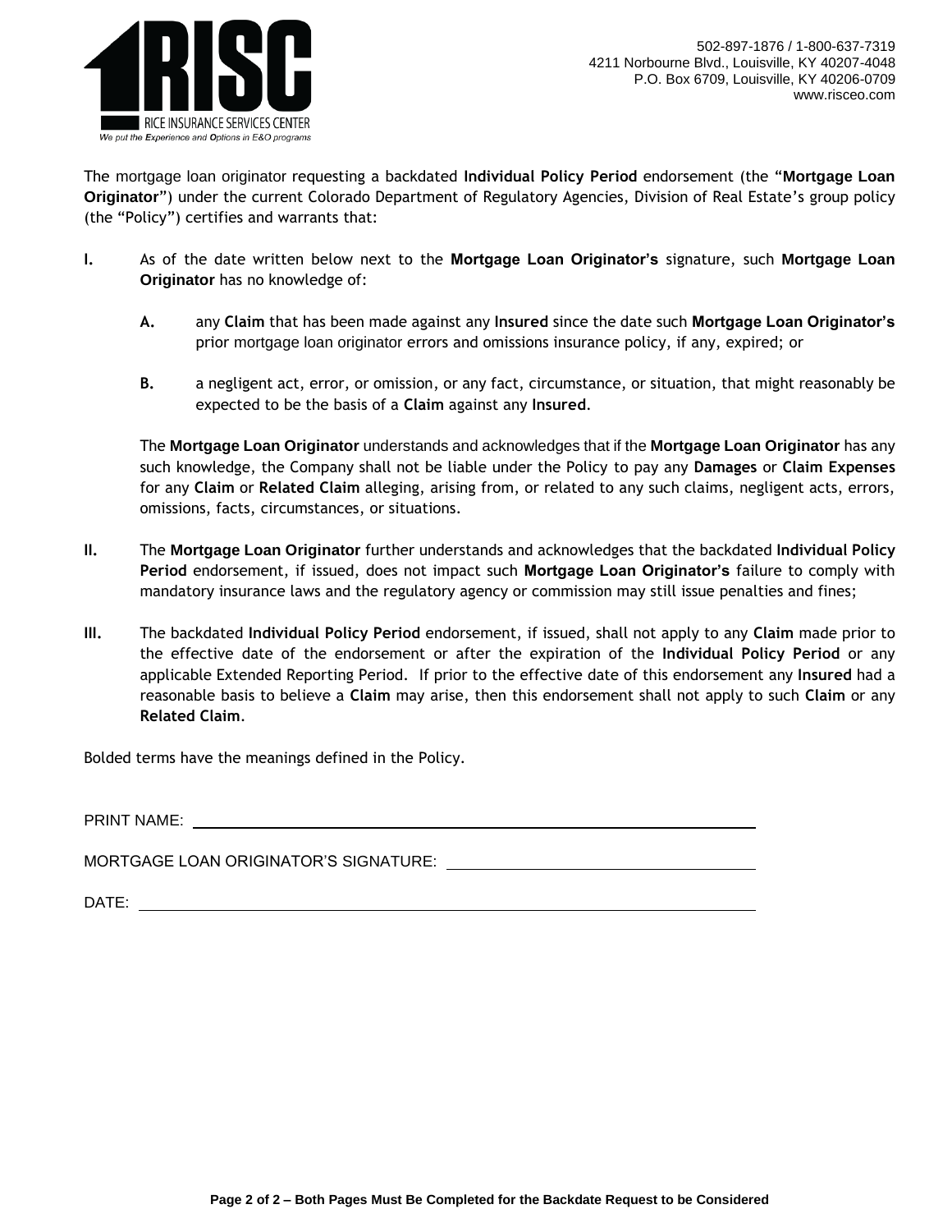**RISC**
RICE INSURANCE SERVICES CENTER
*We put the Experience and Options in E&O programs*

502-897-1876 / 1-800-637-7319
4211 Norbourne Blvd., Louisville, KY 40207-4048
P.O. Box 6709, Louisville, KY 40206-0709
www.risceo.com

The mortgage loan originator requesting a backdated **Individual Policy Period** endorsement (the "**Mortgage Loan Originator**") under the current Colorado Department of Regulatory Agencies, Division of Real Estate's group policy (the "Policy") certifies and warrants that:

**I.** As of the date written below next to the **Mortgage Loan Originator's** signature, such **Mortgage Loan Originator** has no knowledge of:

**A.** any **Claim** that has been made against any **Insured** since the date such **Mortgage Loan Originator's** prior mortgage loan originator errors and omissions insurance policy, if any, expired; or

**B.** a negligent act, error, or omission, or any fact, circumstance, or situation, that might reasonably be expected to be the basis of a **Claim** against any **Insured**.

The **Mortgage Loan Originator** understands and acknowledges that if the **Mortgage Loan Originator** has any such knowledge, the Company shall not be liable under the Policy to pay any **Damages** or **Claim Expenses** for any **Claim** or **Related Claim** alleging, arising from, or related to any such claims, negligent acts, errors, omissions, facts, circumstances, or situations.

**II.** The **Mortgage Loan Originator** further understands and acknowledges that the backdated **Individual Policy Period** endorsement, if issued, does not impact such **Mortgage Loan Originator's** failure to comply with mandatory insurance laws and the regulatory agency or commission may still issue penalties and fines;

**III.** The backdated **Individual Policy Period** endorsement, if issued, shall not apply to any **Claim** made prior to the effective date of the endorsement or after the expiration of the **Individual Policy Period** or any applicable Extended Reporting Period. If prior to the effective date of this endorsement any **Insured** had a reasonable basis to believe a **Claim** may arise, then this endorsement shall not apply to such **Claim** or any **Related Claim**.

Bolded terms have the meanings defined in the Policy.

PRINT NAME: ______________________________

MORTGAGE LOAN ORIGINATOR'S SIGNATURE: ______________________________

DATE: ______________________________

**Both Pages Must Be Completed for the Backdate Request to be Considered**